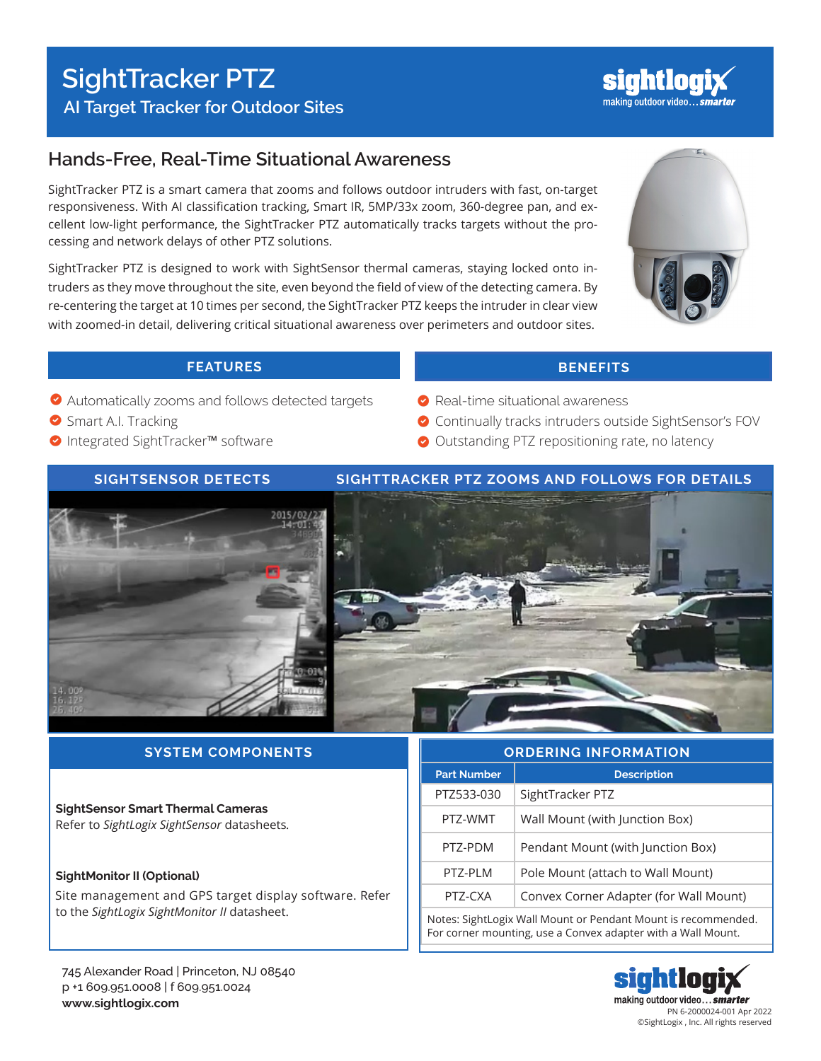# SightTracker PTZ

## AI Target Tracker for Outdoor Sites

sightlogix making outdoor video… smarter

## Hands-Free, Real-Time Situational Awareness

SightTracker PTZ is a smart camera that zooms and follows outdoor intruders with fast, on-target responsiveness. With AI classification tracking, Smart IR, 5MP/33x zoom, 360-degree pan, and excellent low-light performance, the SightTracker PTZ automatically tracks targets without the processing and network delays of other PTZ solutions.

SightTracker PTZ is designed to work with SightSensor thermal cameras, staying locked onto intruders as they move throughout the site, even beyond the field of view of the detecting camera. By re-centering the target at 10 times per second, the SightTracker PTZ keeps the intruder in clear view with zoomed-in detail, delivering critical situational awareness over perimeters and outdoor sites.

### FEATURES

- Automatically zooms and follows detected targets
- Smart A.I. Tracking
- Integrated SightTracker™ software

### BENEFITS

- Real-time situational awareness
- Continually tracks intruders outside SightSensor's FOV
- Outstanding PTZ repositioning rate, no latency

**SIGHTSENSOR DETECTS** | **SIGHTTRACKER PTZ ZOOMS AND FOLLOWS FOR DETAILS**

### SYSTEM COMPONENTS

**SightSensor Smart Thermal Cameras**
Refer to *SightLogix SightSensor* datasheets.

**SightMonitor II (Optional)**
Site management and GPS target display software. Refer to the *SightLogix SightMonitor II* datasheet.

### ORDERING INFORMATION

| Part Number | Description |
|---|---|
| PTZ533-030 | SightTracker PTZ |
| PTZ-WMT | Wall Mount (with Junction Box) |
| PTZ-PDM | Pendant Mount (with Junction Box) |
| PTZ-PLM | Pole Mount (attach to Wall Mount) |
| PTZ-CXA | Convex Corner Adapter (for Wall Mount) |

Notes: SightLogix Wall Mount or Pendant Mount is recommended. For corner mounting, use a Convex adapter with a Wall Mount.

745 Alexander Road | Princeton, NJ 08540
p +1 609.951.0008 | f 609.951.0024
**www.sightlogix.com**

sightlogix making outdoor video… smarter
PN 6-2000024-001 Apr 2022
©SightLogix , Inc. All rights reserved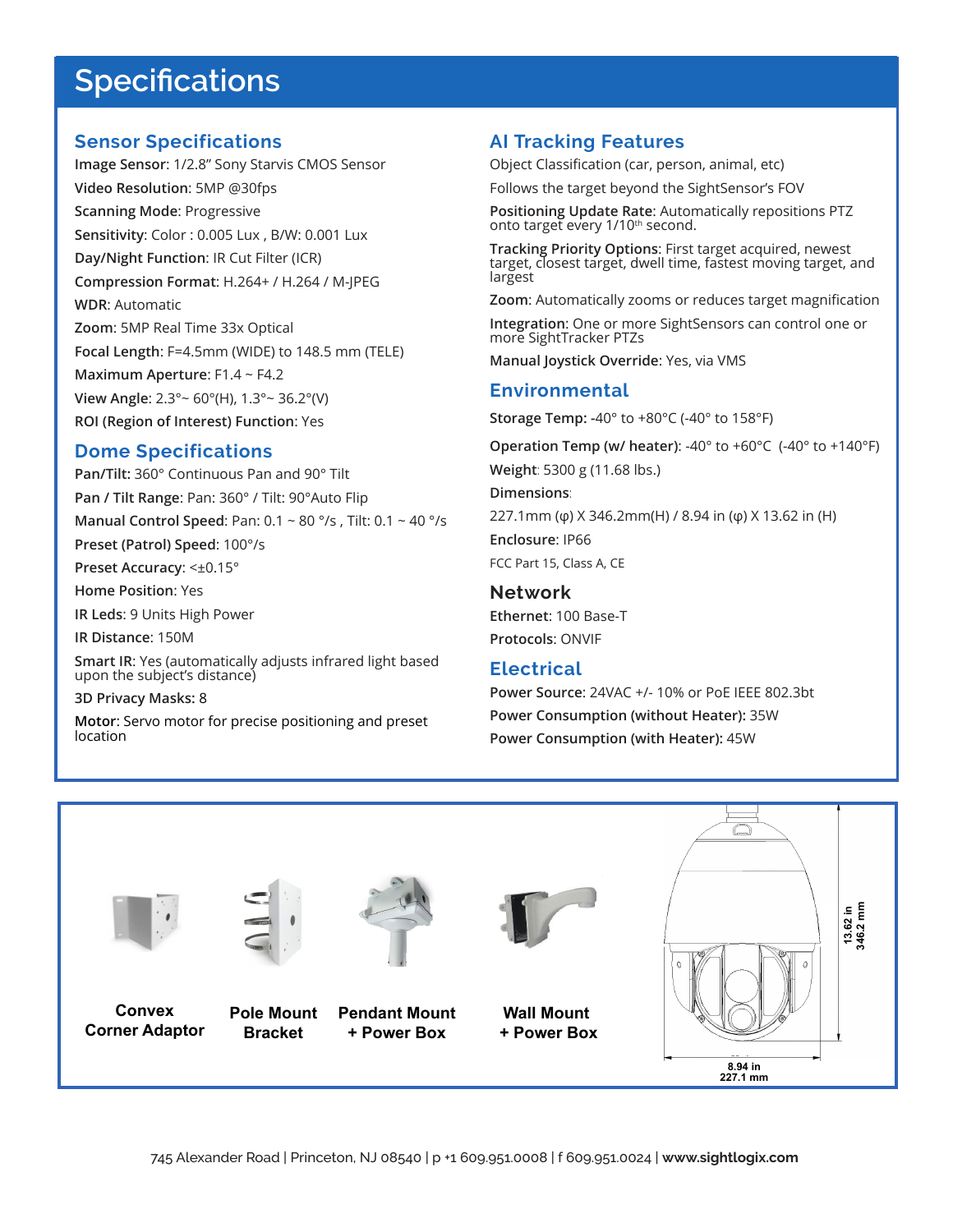# Specifications

## Sensor Specifications

**Image Sensor**: 1/2.8" Sony Starvis CMOS Sensor

**Video Resolution**: 5MP @30fps

**Scanning Mode**: Progressive

**Sensitivity**: Color : 0.005 Lux , B/W: 0.001 Lux

**Day/Night Function**: IR Cut Filter (ICR)

**Compression Format**: H.264+ / H.264 / M-JPEG

**WDR**: Automatic

**Zoom**: 5MP Real Time 33x Optical

**Focal Length**: F=4.5mm (WIDE) to 148.5 mm (TELE)

**Maximum Aperture**: F1.4 ~ F4.2

**View Angle**: 2.3°~ 60°(H), 1.3°~ 36.2°(V)

**ROI (Region of Interest) Function**: Yes

## Dome Specifications

**Pan/Tilt:** 360° Continuous Pan and 90° Tilt

**Pan / Tilt Range**: Pan: 360° / Tilt: 90°Auto Flip

**Manual Control Speed**: Pan: 0.1 ~ 80 °/s , Tilt: 0.1 ~ 40 °/s

**Preset (Patrol) Speed**: 100°/s

**Preset Accuracy**: <±0.15°

**Home Position**: Yes

**IR Leds**: 9 Units High Power

**IR Distance**: 150M

**Smart IR**: Yes (automatically adjusts infrared light based upon the subject's distance)

**3D Privacy Masks:** 8

**Motor**: Servo motor for precise positioning and preset location

## AI Tracking Features

Object Classification (car, person, animal, etc)

Follows the target beyond the SightSensor's FOV

**Positioning Update Rate**: Automatically repositions PTZ onto target every 1/10th second.

**Tracking Priority Options**: First target acquired, newest target, closest target, dwell time, fastest moving target, and largest

**Zoom**: Automatically zooms or reduces target magnification

**Integration**: One or more SightSensors can control one or more SightTracker PTZs

**Manual Joystick Override**: Yes, via VMS

## Environmental

**Storage Temp: -**40° to +80°C (-40° to 158°F)

**Operation Temp (w/ heater)**: -40° to +60°C (-40° to +140°F)

**Weight**: 5300 g (11.68 lbs.)

**Dimensions**:

227.1mm (φ) X 346.2mm(H) / 8.94 in (φ) X 13.62 in (H)

**Enclosure**: IP66

FCC Part 15, Class A, CE

## Network

**Ethernet:** 100 Base-T

**Protocols**: ONVIF

## Electrical

**Power Source**: 24VAC +/- 10% or PoE IEEE 802.3bt

**Power Consumption (without Heater):** 35W

**Power Consumption (with Heater):** 45W

**Convex Corner Adaptor**

**Pole Mount Bracket**

**Pendant Mount + Power Box**

**Wall Mount + Power Box**

13.62 in
346.2 mm

8.94 in
227.1 mm

745 Alexander Road | Princeton, NJ 08540 | p +1 609.951.0008 | f 609.951.0024 | **www.sightlogix.com**